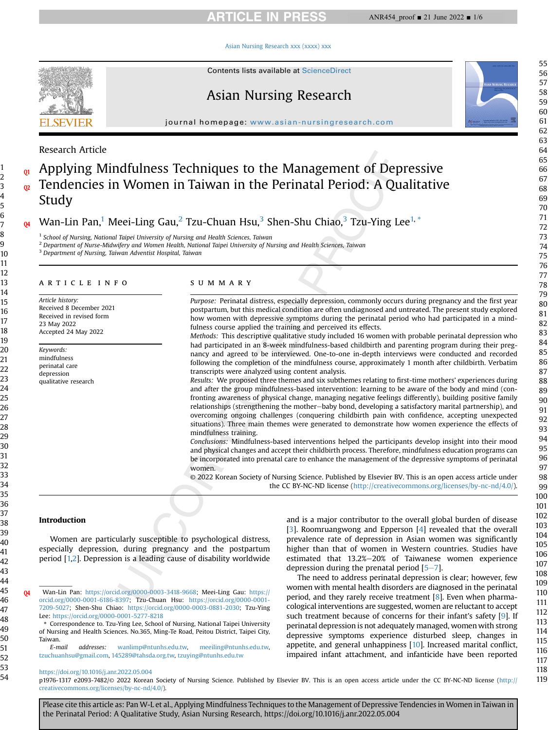Research Article

# Applying Mindfulness Techniques to the Management of Depressive Tendencies in Women in Taiwan in the Perinatal Period: A Qualitative Study

Wan-Lin Pan,[1] Meei-Ling Gau,[2] Tzu-Chuan Hsu,[3] Shen-Shu Chiao,[3] Tzu-Ying Lee[1,*]

[1] School of Nursing, National Taipei University of Nursing and Health Sciences, Taiwan
[2] Department of Nurse-Midwifery and Women Health, National Taipei University of Nursing and Health Sciences, Taiwan
[3] Department of Nursing, Taiwan Adventist Hospital, Taiwan

## ARTICLE INFO

*Article history:*
Received 8 December 2021
Received in revised form
23 May 2022
Accepted 24 May 2022

*Keywords:*
mindfulness
perinatal care
depression
qualitative research

## SUMMARY

*Purpose:* Perinatal distress, especially depression, commonly occurs during pregnancy and the first year postpartum, but this medical condition are often undiagnosed and untreated. The present study explored how women with depressive symptoms during the perinatal period who had participated in a mindfulness course applied the training and perceived its effects.

*Methods:* This descriptive qualitative study included 16 women with probable perinatal depression who had participated in an 8-week mindfulness-based childbirth and parenting program during their pregnancy and agreed to be interviewed. One-to-one in-depth interviews were conducted and recorded following the completion of the mindfulness course, approximately 1 month after childbirth. Verbatim transcripts were analyzed using content analysis.

*Results:* We proposed three themes and six subthemes relating to first-time mothers' experiences during and after the group mindfulness-based intervention: learning to be aware of the body and mind (confronting awareness of physical change, managing negative feelings differently), building positive family relationships (strengthening the mother–baby bond, developing a satisfactory marital partnership), and overcoming ongoing challenges (conquering childbirth pain with confidence, accepting unexpected situations). Three main themes were generated to demonstrate how women experience the effects of mindfulness training.

*Conclusions:* Mindfulness-based interventions helped the participants develop insight into their mood and physical changes and accept their childbirth process. Therefore, mindfulness education programs can be incorporated into prenatal care to enhance the management of the depressive symptoms of perinatal women.

© 2022 Korean Society of Nursing Science. Published by Elsevier BV. This is an open access article under the CC BY-NC-ND license (http://creativecommons.org/licenses/by-nc-nd/4.0/).

## Introduction

Women are particularly susceptible to psychological distress, especially depression, during pregnancy and the postpartum period [1,2]. Depression is a leading cause of disability worldwide and is a major contributor to the overall global burden of disease [3]. Roomruangwong and Epperson [4] revealed that the overall prevalence rate of depression in Asian women was significantly higher than that of women in Western countries. Studies have estimated that 13.2%–20% of Taiwanese women experience depression during the prenatal period [5–7].

The need to address perinatal depression is clear; however, few women with mental health disorders are diagnosed in the perinatal period, and they rarely receive treatment [8]. Even when pharmacological interventions are suggested, women are reluctant to accept such treatment because of concerns for their infant's safety [9]. If perinatal depression is not adequately managed, women with strong depressive symptoms experience disturbed sleep, changes in appetite, and general unhappiness [10]. Increased marital conflict, impaired infant attachment, and infanticide have been reported

Wan-Lin Pan: https://orcid.org/0000-0003-3418-9668; Meei-Ling Gau: https://orcid.org/0000-0001-6186-8397; Tzu-Chuan Hsu: https://orcid.org/0000-0001-7209-5027; Shen-Shu Chiao: https://orcid.org/0000-0003-0881-2030; Tzu-Ying Lee: https://orcid.org/0000-0001-5277-8218

\* Correspondence to. Tzu-Ying Lee, School of Nursing, National Taipei University of Nursing and Health Sciences. No.365, Ming-Te Road, Peitou District, Taipei City, Taiwan.

*E-mail addresses:* wanlimp@ntunhs.edu.tw, meeiling@ntunhs.edu.tw, tzuchuanhsu@gmail.com, 145289@tahsda.org.tw, tzuying@ntunhs.edu.tw

https://doi.org/10.1016/j.anr.2022.05.004
p1976-1317 e2093-7482/© 2022 Korean Society of Nursing Science. Published by Elsevier BV. This is an open access article under the CC BY-NC-ND license (http://creativecommons.org/licenses/by-nc-nd/4.0/).

Please cite this article as: Pan W-L et al., Applying Mindfulness Techniques to the Management of Depressive Tendencies in Women in Taiwan in the Perinatal Period: A Qualitative Study, Asian Nursing Research, https://doi.org/10.1016/j.anr.2022.05.004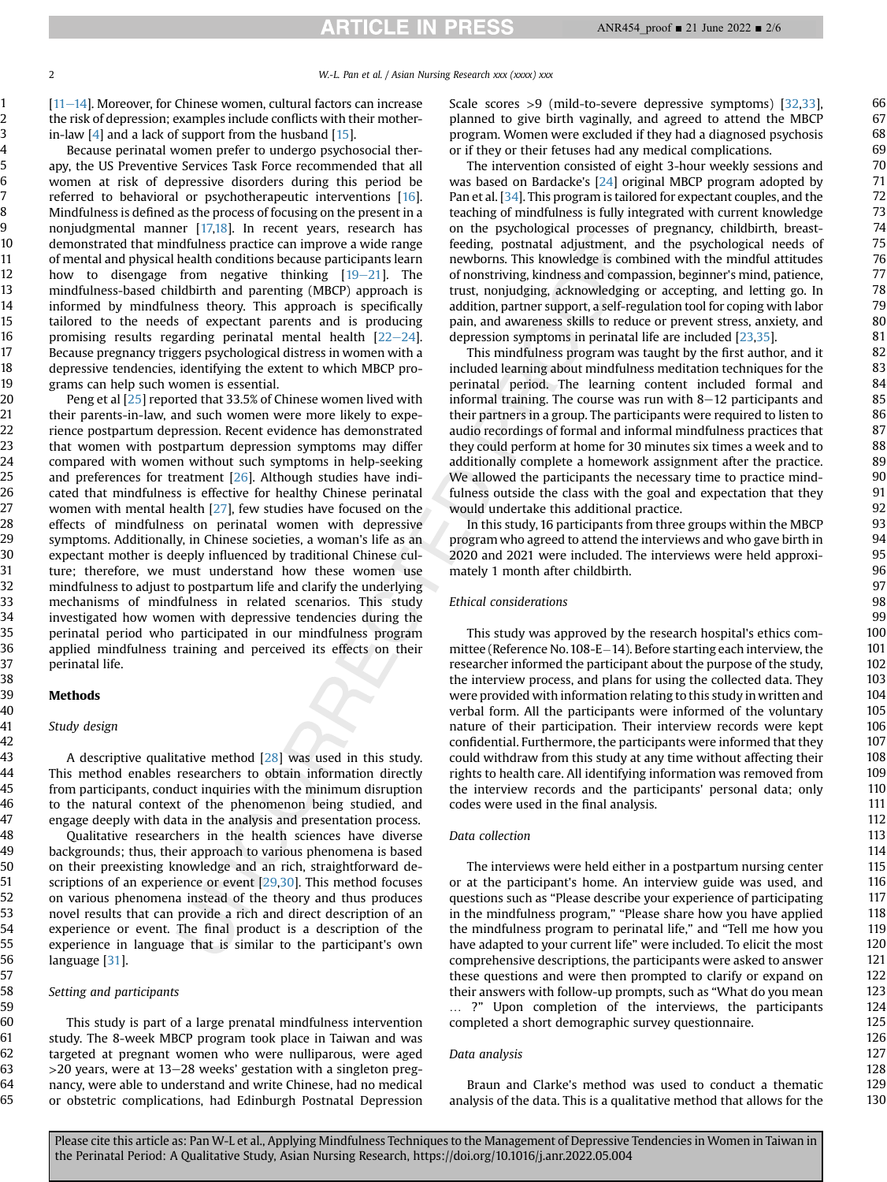[11–14]. Moreover, for Chinese women, cultural factors can increase the risk of depression; examples include conflicts with their mother-in-law [4] and a lack of support from the husband [15].

Because perinatal women prefer to undergo psychosocial therapy, the US Preventive Services Task Force recommended that all women at risk of depressive disorders during this period be referred to behavioral or psychotherapeutic interventions [16]. Mindfulness is defined as the process of focusing on the present in a nonjudgmental manner [17,18]. In recent years, research has demonstrated that mindfulness practice can improve a wide range of mental and physical health conditions because participants learn how to disengage from negative thinking [19–21]. The mindfulness-based childbirth and parenting (MBCP) approach is informed by mindfulness theory. This approach is specifically tailored to the needs of expectant parents and is producing promising results regarding perinatal mental health [22–24]. Because pregnancy triggers psychological distress in women with a depressive tendencies, identifying the extent to which MBCP programs can help such women is essential.

Peng et al [25] reported that 33.5% of Chinese women lived with their parents-in-law, and such women were more likely to experience postpartum depression. Recent evidence has demonstrated that women with postpartum depression symptoms may differ compared with women without such symptoms in help-seeking and preferences for treatment [26]. Although studies have indicated that mindfulness is effective for healthy Chinese perinatal women with mental health [27], few studies have focused on the effects of mindfulness on perinatal women with depressive symptoms. Additionally, in Chinese societies, a woman's life as an expectant mother is deeply influenced by traditional Chinese culture; therefore, we must understand how these women use mindfulness to adjust to postpartum life and clarify the underlying mechanisms of mindfulness in related scenarios. This study investigated how women with depressive tendencies during the perinatal period who participated in our mindfulness program applied mindfulness training and perceived its effects on their perinatal life.

## Methods

### Study design

A descriptive qualitative method [28] was used in this study. This method enables researchers to obtain information directly from participants, conduct inquiries with the minimum disruption to the natural context of the phenomenon being studied, and engage deeply with data in the analysis and presentation process.

Qualitative researchers in the health sciences have diverse backgrounds; thus, their approach to various phenomena is based on their preexisting knowledge and an rich, straightforward descriptions of an experience or event [29,30]. This method focuses on various phenomena instead of the theory and thus produces novel results that can provide a rich and direct description of an experience or event. The final product is a description of the experience in language that is similar to the participant's own language [31].

### Setting and participants

This study is part of a large prenatal mindfulness intervention study. The 8-week MBCP program took place in Taiwan and was targeted at pregnant women who were nulliparous, were aged >20 years, were at 13–28 weeks' gestation with a singleton pregnancy, were able to understand and write Chinese, had no medical or obstetric complications, had Edinburgh Postnatal Depression Scale scores >9 (mild-to-severe depressive symptoms) [32,33], planned to give birth vaginally, and agreed to attend the MBCP program. Women were excluded if they had a diagnosed psychosis or if they or their fetuses had any medical complications.

The intervention consisted of eight 3-hour weekly sessions and was based on Bardacke's [24] original MBCP program adopted by Pan et al. [34]. This program is tailored for expectant couples, and the teaching of mindfulness is fully integrated with current knowledge on the psychological processes of pregnancy, childbirth, breastfeeding, postnatal adjustment, and the psychological needs of newborns. This knowledge is combined with the mindful attitudes of nonstriving, kindness and compassion, beginner's mind, patience, trust, nonjudging, acknowledging or accepting, and letting go. In addition, partner support, a self-regulation tool for coping with labor pain, and awareness skills to reduce or prevent stress, anxiety, and depression symptoms in perinatal life are included [23,35].

This mindfulness program was taught by the first author, and it included learning about mindfulness meditation techniques for the perinatal period. The learning content included formal and informal training. The course was run with 8–12 participants and their partners in a group. The participants were required to listen to audio recordings of formal and informal mindfulness practices that they could perform at home for 30 minutes six times a week and to additionally complete a homework assignment after the practice. We allowed the participants the necessary time to practice mindfulness outside the class with the goal and expectation that they would undertake this additional practice.

In this study, 16 participants from three groups within the MBCP program who agreed to attend the interviews and who gave birth in 2020 and 2021 were included. The interviews were held approximately 1 month after childbirth.

### Ethical considerations

This study was approved by the research hospital's ethics committee (Reference No. 108-E−14). Before starting each interview, the researcher informed the participant about the purpose of the study, the interview process, and plans for using the collected data. They were provided with information relating to this study in written and verbal form. All the participants were informed of the voluntary nature of their participation. Their interview records were kept confidential. Furthermore, the participants were informed that they could withdraw from this study at any time without affecting their rights to health care. All identifying information was removed from the interview records and the participants' personal data; only codes were used in the final analysis.

### Data collection

The interviews were held either in a postpartum nursing center or at the participant's home. An interview guide was used, and questions such as "Please describe your experience of participating in the mindfulness program," "Please share how you have applied the mindfulness program to perinatal life," and "Tell me how you have adapted to your current life" were included. To elicit the most comprehensive descriptions, the participants were asked to answer these questions and were then prompted to clarify or expand on their answers with follow-up prompts, such as "What do you mean … ?" Upon completion of the interviews, the participants completed a short demographic survey questionnaire.

### Data analysis

Braun and Clarke's method was used to conduct a thematic analysis of the data. This is a qualitative method that allows for the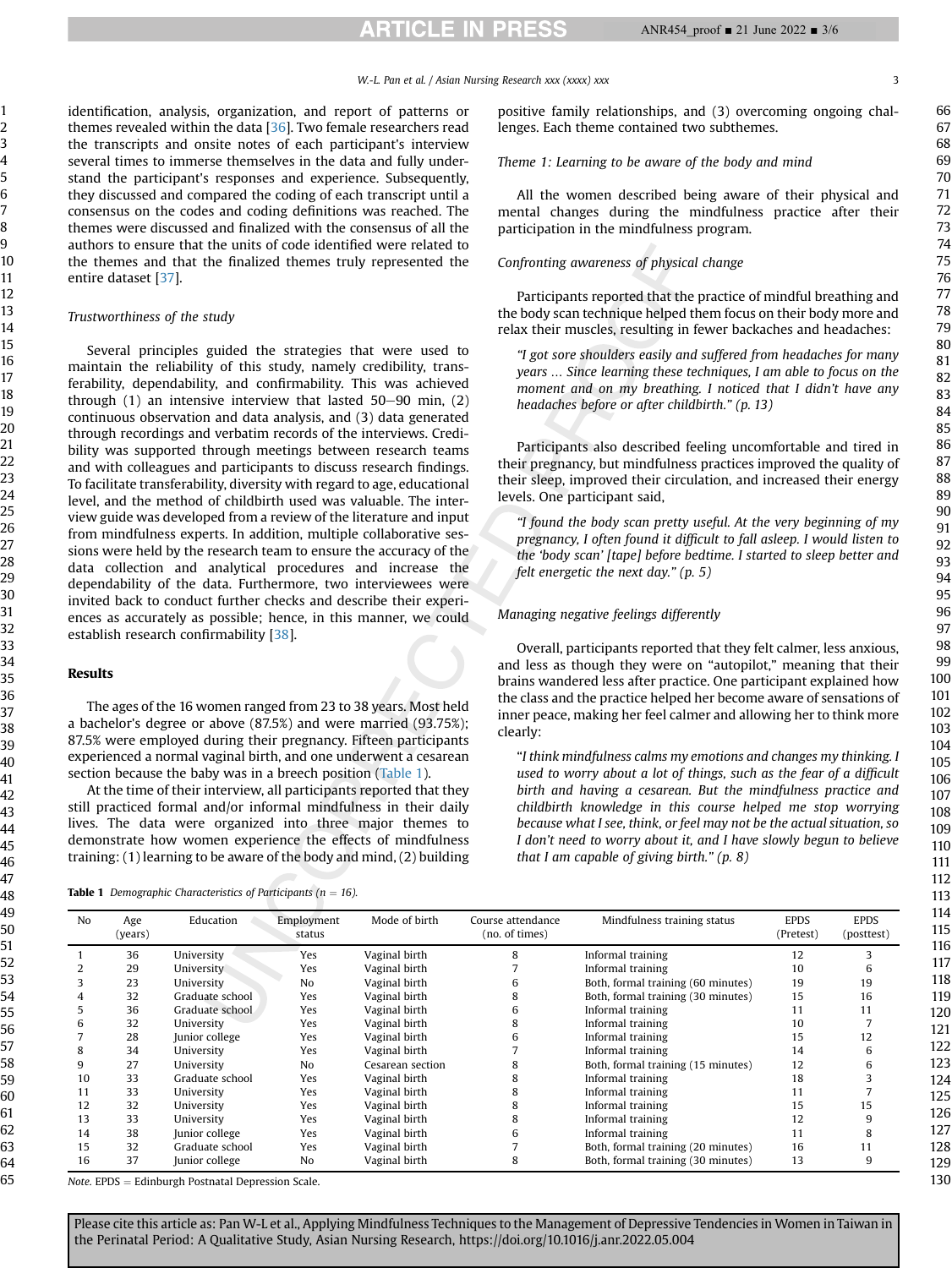identification, analysis, organization, and report of patterns or themes revealed within the data [36]. Two female researchers read the transcripts and onsite notes of each participant's interview several times to immerse themselves in the data and fully understand the participant's responses and experience. Subsequently, they discussed and compared the coding of each transcript until a consensus on the codes and coding definitions was reached. The themes were discussed and finalized with the consensus of all the authors to ensure that the units of code identified were related to the themes and that the finalized themes truly represented the entire dataset [37].

*Trustworthiness of the study*

Several principles guided the strategies that were used to maintain the reliability of this study, namely credibility, transferability, dependability, and confirmability. This was achieved through (1) an intensive interview that lasted 50–90 min, (2) continuous observation and data analysis, and (3) data generated through recordings and verbatim records of the interviews. Credibility was supported through meetings between research teams and with colleagues and participants to discuss research findings. To facilitate transferability, diversity with regard to age, educational level, and the method of childbirth used was valuable. The interview guide was developed from a review of the literature and input from mindfulness experts. In addition, multiple collaborative sessions were held by the research team to ensure the accuracy of the data collection and analytical procedures and increase the dependability of the data. Furthermore, two interviewees were invited back to conduct further checks and describe their experiences as accurately as possible; hence, in this manner, we could establish research confirmability [38].

## Results

The ages of the 16 women ranged from 23 to 38 years. Most held a bachelor's degree or above (87.5%) and were married (93.75%); 87.5% were employed during their pregnancy. Fifteen participants experienced a normal vaginal birth, and one underwent a cesarean section because the baby was in a breech position (Table 1).

At the time of their interview, all participants reported that they still practiced formal and/or informal mindfulness in their daily lives. The data were organized into three major themes to demonstrate how women experience the effects of mindfulness training: (1) learning to be aware of the body and mind, (2) building positive family relationships, and (3) overcoming ongoing challenges. Each theme contained two subthemes.

*Theme 1: Learning to be aware of the body and mind*

All the women described being aware of their physical and mental changes during the mindfulness practice after their participation in the mindfulness program.

*Confronting awareness of physical change*

Participants reported that the practice of mindful breathing and the body scan technique helped them focus on their body more and relax their muscles, resulting in fewer backaches and headaches:

> *"I got sore shoulders easily and suffered from headaches for many years … Since learning these techniques, I am able to focus on the moment and on my breathing. I noticed that I didn't have any headaches before or after childbirth." (p. 13)*

Participants also described feeling uncomfortable and tired in their pregnancy, but mindfulness practices improved the quality of their sleep, improved their circulation, and increased their energy levels. One participant said,

> *"I found the body scan pretty useful. At the very beginning of my pregnancy, I often found it difficult to fall asleep. I would listen to the 'body scan' [tape] before bedtime. I started to sleep better and felt energetic the next day." (p. 5)*

*Managing negative feelings differently*

Overall, participants reported that they felt calmer, less anxious, and less as though they were on "autopilot," meaning that their brains wandered less after practice. One participant explained how the class and the practice helped her become aware of sensations of inner peace, making her feel calmer and allowing her to think more clearly:

> "*I think mindfulness calms my emotions and changes my thinking. I used to worry about a lot of things, such as the fear of a difficult birth and having a cesarean. But the mindfulness practice and childbirth knowledge in this course helped me stop worrying because what I see, think, or feel may not be the actual situation, so I don't need to worry about it, and I have slowly begun to believe that I am capable of giving birth." (p. 8)*

**Table 1** *Demographic Characteristics of Participants (n = 16).*

| No | Age (years) | Education | Employment status | Mode of birth | Course attendance (no. of times) | Mindfulness training status | EPDS (Pretest) | EPDS (posttest) |
|---|---|---|---|---|---|---|---|---|
| 1 | 36 | University | Yes | Vaginal birth | 8 | Informal training | 12 | 3 |
| 2 | 29 | University | Yes | Vaginal birth | 7 | Informal training | 10 | 6 |
| 3 | 23 | University | No | Vaginal birth | 6 | Both, formal training (60 minutes) | 19 | 19 |
| 4 | 32 | Graduate school | Yes | Vaginal birth | 8 | Both, formal training (30 minutes) | 15 | 16 |
| 5 | 36 | Graduate school | Yes | Vaginal birth | 6 | Informal training | 11 | 11 |
| 6 | 32 | University | Yes | Vaginal birth | 8 | Informal training | 10 | 7 |
| 7 | 28 | Junior college | Yes | Vaginal birth | 6 | Informal training | 15 | 12 |
| 8 | 34 | University | Yes | Vaginal birth | 7 | Informal training | 14 | 6 |
| 9 | 27 | University | No | Cesarean section | 8 | Both, formal training (15 minutes) | 12 | 6 |
| 10 | 33 | Graduate school | Yes | Vaginal birth | 8 | Informal training | 18 | 3 |
| 11 | 33 | University | Yes | Vaginal birth | 8 | Informal training | 11 | 7 |
| 12 | 32 | University | Yes | Vaginal birth | 8 | Informal training | 15 | 15 |
| 13 | 33 | University | Yes | Vaginal birth | 8 | Informal training | 12 | 9 |
| 14 | 38 | Junior college | Yes | Vaginal birth | 6 | Informal training | 11 | 8 |
| 15 | 32 | Graduate school | Yes | Vaginal birth | 7 | Both, formal training (20 minutes) | 16 | 11 |
| 16 | 37 | Junior college | No | Vaginal birth | 8 | Both, formal training (30 minutes) | 13 | 9 |

*Note.* EPDS = Edinburgh Postnatal Depression Scale.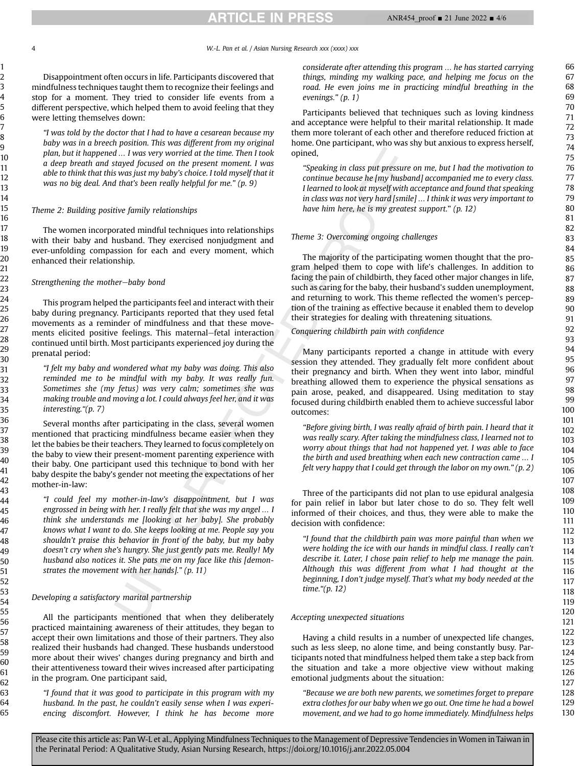Disappointment often occurs in life. Participants discovered that mindfulness techniques taught them to recognize their feelings and stop for a moment. They tried to consider life events from a different perspective, which helped them to avoid feeling that they were letting themselves down:

*"I was told by the doctor that I had to have a cesarean because my baby was in a breech position. This was different from my original plan, but it happened ... I was very worried at the time. Then I took a deep breath and stayed focused on the present moment. I was able to think that this was just my baby's choice. I told myself that it was no big deal. And that's been really helpful for me." (p. 9)*

### Theme 2: Building positive family relationships

The women incorporated mindful techniques into relationships with their baby and husband. They exercised nonjudgment and ever-unfolding compassion for each and every moment, which enhanced their relationship.

#### Strengthening the mother–baby bond

This program helped the participants feel and interact with their baby during pregnancy. Participants reported that they used fetal movements as a reminder of mindfulness and that these movements elicited positive feelings. This maternal–fetal interaction continued until birth. Most participants experienced joy during the prenatal period:

*"I felt my baby and wondered what my baby was doing. This also reminded me to be mindful with my baby. It was really fun. Sometimes she (my fetus) was very calm; sometimes she was making trouble and moving a lot. I could always feel her, and it was interesting."(p. 7)*

Several months after participating in the class, several women mentioned that practicing mindfulness became easier when they let the babies be their teachers. They learned to focus completely on the baby to view their present-moment parenting experience with their baby. One participant used this technique to bond with her baby despite the baby's gender not meeting the expectations of her mother-in-law:

*"I could feel my mother-in-law's disappointment, but I was engrossed in being with her. I really felt that she was my angel ... I think she understands me [looking at her baby]. She probably knows what I want to do. She keeps looking at me. People say you shouldn't praise this behavior in front of the baby, but my baby doesn't cry when she's hungry. She just gently pats me. Really! My husband also notices it. She pats me on my face like this [demonstrates the movement with her hands]." (p. 11)*

#### Developing a satisfactory marital partnership

All the participants mentioned that when they deliberately practiced maintaining awareness of their attitudes, they began to accept their own limitations and those of their partners. They also realized their husbands had changed. These husbands understood more about their wives' changes during pregnancy and birth and their attentiveness toward their wives increased after participating in the program. One participant said,

*"I found that it was good to participate in this program with my husband. In the past, he couldn't easily sense when I was experiencing discomfort. However, I think he has become more considerate after attending this program ... he has started carrying things, minding my walking pace, and helping me focus on the road. He even joins me in practicing mindful breathing in the evenings." (p. 1)*

Participants believed that techniques such as loving kindness and acceptance were helpful to their marital relationship. It made them more tolerant of each other and therefore reduced friction at home. One participant, who was shy but anxious to express herself, opined,

*"Speaking in class put pressure on me, but I had the motivation to continue because he [my husband] accompanied me to every class. I learned to look at myself with acceptance and found that speaking in class was not very hard [smile] ... I think it was very important to have him here, he is my greatest support." (p. 12)*

### Theme 3: Overcoming ongoing challenges

The majority of the participating women thought that the program helped them to cope with life's challenges. In addition to facing the pain of childbirth, they faced other major changes in life, such as caring for the baby, their husband's sudden unemployment, and returning to work. This theme reflected the women's perception of the training as effective because it enabled them to develop their strategies for dealing with threatening situations.

#### Conquering childbirth pain with confidence

Many participants reported a change in attitude with every session they attended. They gradually felt more confident about their pregnancy and birth. When they went into labor, mindful breathing allowed them to experience the physical sensations as pain arose, peaked, and disappeared. Using meditation to stay focused during childbirth enabled them to achieve successful labor outcomes:

*"Before giving birth, I was really afraid of birth pain. I heard that it was really scary. After taking the mindfulness class, I learned not to worry about things that had not happened yet. I was able to face the birth and used breathing when each new contraction came ... I felt very happy that I could get through the labor on my own." (p. 2)*

Three of the participants did not plan to use epidural analgesia for pain relief in labor but later chose to do so. They felt well informed of their choices, and thus, they were able to make the decision with confidence:

*"I found that the childbirth pain was more painful than when we were holding the ice with our hands in mindful class. I really can't describe it. Later, I chose pain relief to help me manage the pain. Although this was different from what I had thought at the beginning, I don't judge myself. That's what my body needed at the time."(p. 12)*

#### Accepting unexpected situations

Having a child results in a number of unexpected life changes, such as less sleep, no alone time, and being constantly busy. Participants noted that mindfulness helped them take a step back from the situation and take a more objective view without making emotional judgments about the situation:

*"Because we are both new parents, we sometimes forget to prepare extra clothes for our baby when we go out. One time he had a bowel movement, and we had to go home immediately. Mindfulness helps*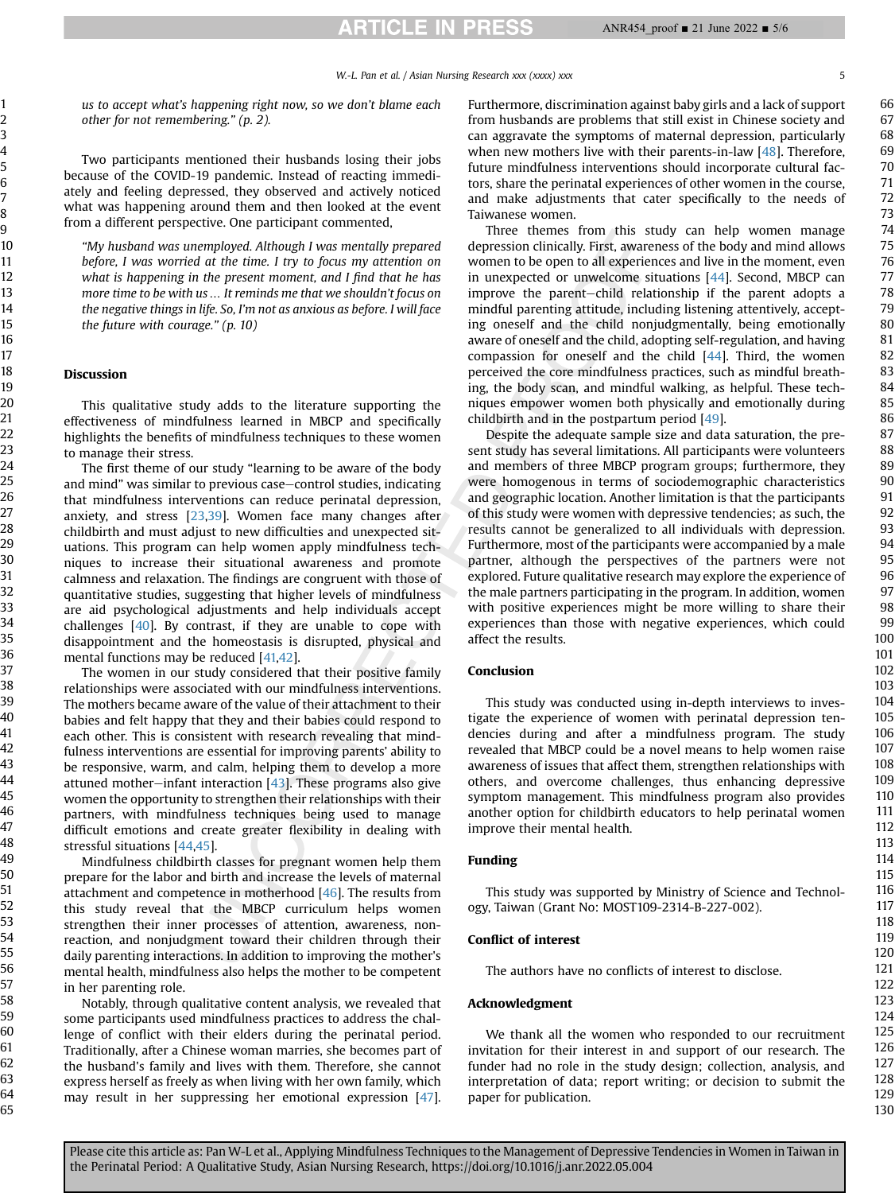us to accept what's happening right now, so we don't blame each other for not remembering." (p. 2).*

Two participants mentioned their husbands losing their jobs because of the COVID-19 pandemic. Instead of reacting immediately and feeling depressed, they observed and actively noticed what was happening around them and then looked at the event from a different perspective. One participant commented,

*"My husband was unemployed. Although I was mentally prepared before, I was worried at the time. I try to focus my attention on what is happening in the present moment, and I find that he has more time to be with us… It reminds me that we shouldn't focus on the negative things in life. So, I'm not as anxious as before. I will face the future with courage." (p. 10)*

## Discussion

This qualitative study adds to the literature supporting the effectiveness of mindfulness learned in MBCP and specifically highlights the benefits of mindfulness techniques to these women to manage their stress.

The first theme of our study "learning to be aware of the body and mind" was similar to previous case–control studies, indicating that mindfulness interventions can reduce perinatal depression, anxiety, and stress [23,39]. Women face many changes after childbirth and must adjust to new difficulties and unexpected situations. This program can help women apply mindfulness techniques to increase their situational awareness and promote calmness and relaxation. The findings are congruent with those of quantitative studies, suggesting that higher levels of mindfulness are aid psychological adjustments and help individuals accept challenges [40]. By contrast, if they are unable to cope with disappointment and the homeostasis is disrupted, physical and mental functions may be reduced [41,42].

The women in our study considered that their positive family relationships were associated with our mindfulness interventions. The mothers became aware of the value of their attachment to their babies and felt happy that they and their babies could respond to each other. This is consistent with research revealing that mindfulness interventions are essential for improving parents' ability to be responsive, warm, and calm, helping them to develop a more attuned mother–infant interaction [43]. These programs also give women the opportunity to strengthen their relationships with their partners, with mindfulness techniques being used to manage difficult emotions and create greater flexibility in dealing with stressful situations [44,45].

Mindfulness childbirth classes for pregnant women help them prepare for the labor and birth and increase the levels of maternal attachment and competence in motherhood [46]. The results from this study reveal that the MBCP curriculum helps women strengthen their inner processes of attention, awareness, nonreaction, and nonjudgment toward their children through their daily parenting interactions. In addition to improving the mother's mental health, mindfulness also helps the mother to be competent in her parenting role.

Notably, through qualitative content analysis, we revealed that some participants used mindfulness practices to address the challenge of conflict with their elders during the perinatal period. Traditionally, after a Chinese woman marries, she becomes part of the husband's family and lives with them. Therefore, she cannot express herself as freely as when living with her own family, which may result in her suppressing her emotional expression [47]. Furthermore, discrimination against baby girls and a lack of support from husbands are problems that still exist in Chinese society and can aggravate the symptoms of maternal depression, particularly when new mothers live with their parents-in-law [48]. Therefore, future mindfulness interventions should incorporate cultural factors, share the perinatal experiences of other women in the course, and make adjustments that cater specifically to the needs of Taiwanese women.

Three themes from this study can help women manage depression clinically. First, awareness of the body and mind allows women to be open to all experiences and live in the moment, even in unexpected or unwelcome situations [44]. Second, MBCP can improve the parent–child relationship if the parent adopts a mindful parenting attitude, including listening attentively, accepting oneself and the child nonjudgmentally, being emotionally aware of oneself and the child, adopting self-regulation, and having compassion for oneself and the child [44]. Third, the women perceived the core mindfulness practices, such as mindful breathing, the body scan, and mindful walking, as helpful. These techniques empower women both physically and emotionally during childbirth and in the postpartum period [49].

Despite the adequate sample size and data saturation, the present study has several limitations. All participants were volunteers and members of three MBCP program groups; furthermore, they were homogenous in terms of sociodemographic characteristics and geographic location. Another limitation is that the participants of this study were women with depressive tendencies; as such, the results cannot be generalized to all individuals with depression. Furthermore, most of the participants were accompanied by a male partner, although the perspectives of the partners were not explored. Future qualitative research may explore the experience of the male partners participating in the program. In addition, women with positive experiences might be more willing to share their experiences than those with negative experiences, which could affect the results.

## Conclusion

This study was conducted using in-depth interviews to investigate the experience of women with perinatal depression tendencies during and after a mindfulness program. The study revealed that MBCP could be a novel means to help women raise awareness of issues that affect them, strengthen relationships with others, and overcome challenges, thus enhancing depressive symptom management. This mindfulness program also provides another option for childbirth educators to help perinatal women improve their mental health.

## Funding

This study was supported by Ministry of Science and Technology, Taiwan (Grant No: MOST109-2314-B-227-002).

## Conflict of interest

The authors have no conflicts of interest to disclose.

## Acknowledgment

We thank all the women who responded to our recruitment invitation for their interest in and support of our research. The funder had no role in the study design; collection, analysis, and interpretation of data; report writing; or decision to submit the paper for publication.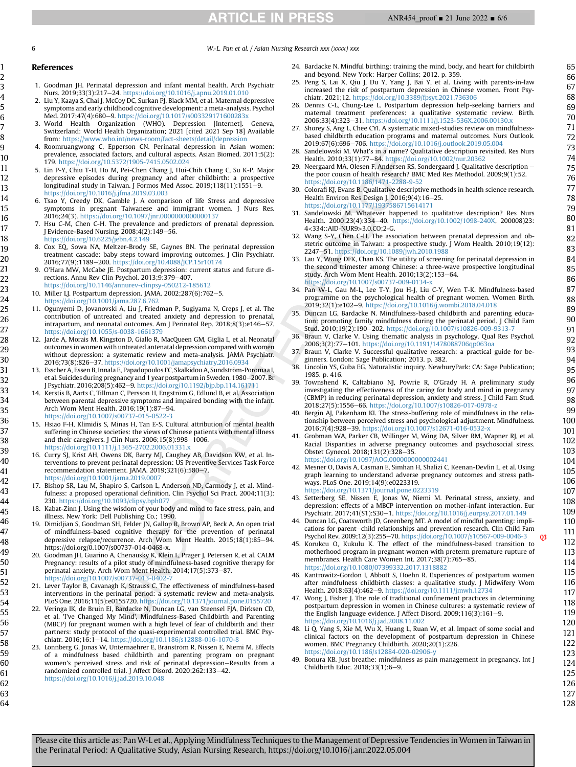## References

1. Goodman JH. Perinatal depression and infant mental health. Arch Psychiatr Nurs. 2019;33(3):217–24. https://doi.org/10.1016/j.apnu.2019.01.010
2. Liu Y, Kaaya S, Chai J, McCoy DC, Surkan PJ, Black MM, et al. Maternal depressive symptoms and early childhood cognitive development: a meta-analysis. Psychol Med. 2017;47(4):680–9. https://doi.org/10.1017/s003329171600283x
3. World Health Organization (WHO). Depression [Internet]. Geneva, Switzerland: World Health Organization; 2021 [cited 2021 Sep 18] Available from: https://www.who.int/news-room/fact-sheets/detail/depression
4. Roomruangwong C, Epperson CN. Perinatal depression in Asian women: prevalence, associated factors, and cultural aspects. Asian Biomed. 2011;5(2):179. https://doi.org/10.5372/1905-7415.0502.024
5. Lin P-Y, Chiu T-H, Ho M, Pei-Chen Chang J, Hui-Chih Chang C, Su K-P. Major depressive episodes during pregnancy and after childbirth: a prospective longitudinal study in Taiwan. J Formos Med Assoc. 2019;118(11):1551–9. https://doi.org/10.1016/j.jfma.2019.03.003
6. Tsao Y, Creedy DK, Gamble J. A comparison of life Stress and depressive symptoms in pregnant Taiwanese and immigrant women. J Nurs Res. 2016;24(3). https://doi.org/10.1097/jnr.0000000000000137
7. Hsu C-M, Chen C-H. The prevalence and predictors of prenatal depression. J Evidence-Based Nursing. 2008;4(2):149–56. https://doi.org/10.6225/jebn.4.2.149
8. Cox EQ, Sowa NA, Meltzer-Brody SE, Gaynes BN. The perinatal depression treatment cascade: baby steps toward improving outcomes. J Clin Psychiatr. 2016;77(9):1189–200. https://doi.org/10.4088/JCP.15r10174
9. O'Hara MW, McCabe JE. Postpartum depression: current status and future directions. Annu Rev Clin Psychol. 2013;9:379–407. https://doi.org/10.1146/annurev-clinpsy-050212-185612
10. Miller LJ. Postpartum depression. JAMA. 2002;287(6):762–5. https://doi.org/10.1001/jama.287.6.762
11. Ogunyemi D, Jovanovski A, Liu J, Friedman P, Sugiyama N, Creps J, et al. The contribution of untreated and treated anxiety and depression to prenatal, intrapartum, and neonatal outcomes. Am J Perinatol Rep. 2018;8(3):e146–57. https://doi.org/10.1055/s-0038-1661379
12. Jarde A, Morais M, Kingston D, Giallo R, MacQueen GM, Giglia L, et al. Neonatal outcomes in women with untreated antenatal depression compared with women without depression: a systematic review and meta-analysis. JAMA Psychiatr. 2016;73(8):826–37. https://doi.org/10.1001/jamapsychiatry.2016.0934
13. Esscher A, Essen B, Innala E, Papadopoulos FC, Skalkidou A, Sundström-Poromaa I, et al. Suicides during pregnancy and 1 year postpartum in Sweden, 1980–2007. Br J Psychiatr. 2016;208(5):462–9. https://doi.org/10.1192/bjp.bp.114.161711
14. Kerstis B, Aarts C, Tillman C, Persson H, Engström G, Edlund B, et al. Association between parental depressive symptoms and impaired bonding with the infant. Arch Wom Ment Health. 2016;19(1):87–94. https://doi.org/10.1007/s00737-015-0522-3
15. Hsiao F-H, Klimidis S, Minas H, Tan E-S. Cultural attribution of mental health suffering in Chinese societies: the views of Chinese patients with mental illness and their caregivers. J Clin Nurs. 2006;15(8):998–1006. https://doi.org/10.1111/j.1365-2702.2006.01331.x
16. Curry SJ, Krist AH, Owens DK, Barry MJ, Caughey AB, Davidson KW, et al. Interventions to prevent perinatal depression: US Preventive Services Task Force recommendation statement. JAMA. 2019;321(6):580–7. https://doi.org/10.1001/jama.2019.0007
17. Bishop SR, Lau M, Shapiro S, Carlson L, Anderson ND, Carmody J, et al. Mindfulness: a proposed operational definition. Clin Psychol Sci Pract. 2004;11(3):230. https://doi.org/10.1093/clipsy.bph077
18. Kabat-Zinn J. Using the wisdom of your body and mind to face stress, pain, and illness. New York: Dell Publishing Co.; 1990.
19. Dimidjian S, Goodman SH, Felder JN, Gallop R, Brown AP, Beck A. An open trial of mindfulness-based cognitive therapy for the prevention of perinatal depressive relapse/recurrence. Arch Wom Ment Health. 2015;18(1):85–94. https://doi.org/0.1007/s00737-014-0468-x.
20. Goodman JH, Guarino A, Chenausky K, Klein L, Prager J, Petersen R, et al. CALM Pregnancy: results of a pilot study of mindfulness-based cognitive therapy for perinatal anxiety. Arch Wom Ment Health. 2014;17(5):373–87. https://doi.org/10.1007/s00737-013-0402-7
21. Lever Taylor B, Cavanagh K, Strauss C. The effectiveness of mindfulness-based interventions in the perinatal period: a systematic review and meta-analysis. PLoS One. 2016;11(5):e0155720. https://doi.org/10.1371/journal.pone.0155720
22. Veringa IK, de Bruin EI, Bardacke N, Duncan LG, van Steensel FJA, Dirksen CD, et al. 'I've Changed My Mind', Mindfulness-Based Childbirth and Parenting (MBCP) for pregnant women with a high level of fear of childbirth and their partners: study protocol of the quasi-experimental controlled trial. BMC Psychiatr. 2016;16:1–14. https://doi.org/10.1186/s12888-016-1070-8
23. Lönnberg G, Jonas W, Unternaehrer E, Bränström R, Nissen E, Niemi M. Effects of a mindfulness based childbirth and parenting program on pregnant women's perceived stress and risk of perinatal depression–Results from a randomized controlled trial. J Affect Disord. 2020;262:133–42. https://doi.org/10.1016/j.jad.2019.10.048
24. Bardacke N. Mindful birthing: training the mind, body, and heart for childbirth and beyond. New York: Harper Collins; 2012. p. 359.
25. Peng S, Lai X, Qiu J, Du Y, Yang J, Bai Y, et al. Living with parents-in-law increased the risk of postpartum depression in Chinese women. Front Psychiatr. 2021;12. https://doi.org/10.3389/fpsyt.2021.736306
26. Dennis C-L, Chung-Lee L. Postpartum depression help-seeking barriers and maternal treatment preferences: a qualitative systematic review. Birth. 2006;33(4):323–31. https://doi.org/10.1111/j.1523-536X.2006.00130.x
27. Shorey S, Ang L, Chee CYI. A systematic mixed-studies review on mindfulness-based childbirth education programs and maternal outcomes. Nurs Outlook. 2019;67(6):696–706. https://doi.org/10.1016/j.outlook.2019.05.004
28. Sandelowski M. What's in a name? Qualitative description revisited. Res Nurs Health. 2010;33(1):77–84. https://doi.org/10.1002/nur.20362
29. Neergaard MA, Olesen F, Andersen RS, Sondergaard J. Qualitative description – the poor cousin of health research? BMC Med Res Methodol. 2009;9(1):52. https://doi.org/10.1186/1471-2288-9-52
30. Colorafi KJ, Evans B. Qualitative descriptive methods in health science research. Health Environ Res Design J. 2016;9(4):16–25. https://doi.org/10.1177/1937586715614171
31. Sandelowski M. Whatever happened to qualitative description? Res Nurs Health. 2000;23(4):334–40. https://doi.org/10.1002/1098-240X, 200008)23:4<334::AID-NUR9>3.0.CO;2-G.
32. Wang S-Y, Chen C-H. The association between prenatal depression and obstetric outcome in Taiwan: a prospective study. J Wom Health. 2010;19(12):2247–51. https://doi.org/10.1089/jwh.2010.1988
33. Lau Y, Wong DFK, Chan KS. The utility of screening for perinatal depression in the second trimester among Chinese: a three-wave prospective longitudinal study. Arch Wom Ment Health. 2010;13(2):153–64. https://doi.org/10.1007/s00737-009-0134-x
34. Pan W-L, Gau M-L, Lee T-Y, Jou H-J, Liu C-Y, Wen T-K. Mindfulness-based programme on the psychological health of pregnant women. Women Birth. 2019;32(1):e102–9. https://doi.org/10.1016/j.wombi.2018.04.018
35. Duncan LG, Bardacke N. Mindfulness-based childbirth and parenting education: promoting family mindfulness during the perinatal period. J Child Fam Stud. 2010;19(2):190–202. https://doi.org/10.1007/s10826-009-9313-7
36. Braun V, Clarke V. Using thematic analysis in psychology. Qual Res Psychol. 2006;3(2):77–101. https://doi.org/10.1191/1478088706qp063oa
37. Braun V, Clarke V. Successful qualitative research: a practical guide for beginners. London: Sage Publication; 2013. p. 382.
38. Lincoln YS, Guba EG. Naturalistic inquiry. NewburyPark: CA: Sage Publication; 1985. p. 416.
39. Townshend K, Caltabiano NJ, Powrie R, O'Grady H. A preliminary study investigating the effectiveness of the caring for body and mind in pregnancy (CBMP) in reducing perinatal depression, anxiety and stress. J Child Fam Stud. 2018;27(5):1556–66. https://doi.org/10.1007/s10826-017-0978-z
40. Bergin AJ, Pakenham KI. The stress-buffering role of mindfulness in the relationship between perceived stress and psychological adjustment. Mindfulness. 2016;7(4):928–39. https://doi.org/10.1007/s12671-016-0532-x
41. Grobman WA, Parker CB, Willinger M, Wing DA, Silver RM, Wapner RJ, et al. Racial Disparities in adverse pregnancy outcomes and psychosocial stress. Obstet Gynecol. 2018;131(2):328–35. https://doi.org/10.1097/AOG.0000000000002441
42. Mesner O, Davis A, Casman E, Simhan H, Shalizi C, Keenan-Devlin L, et al. Using graph learning to understand adverse pregnancy outcomes and stress pathways. PLoS One. 2019;14(9):e0223319. https://doi.org/10.1371/journal.pone.0223319
43. Setterberg SE, Nissen E, Jonas W, Niemi M. Perinatal stress, anxiety, and depression: effects of a MBCP intervention on mother-infant interaction. Eur Psychiatr. 2017;41(S1):S30–1. https://doi.org/10.1016/j.eurpsy.2017.01.149
44. Duncan LG, Coatsworth JD, Greenberg MT. A model of mindful parenting: implications for parent–child relationships and prevention research. Clin Child Fam Psychol Rev. 2009;12(3):255–70. https://doi.org/10.1007/s10567-009-0046-3
45. Korukcu O, Kukulu K. The effect of the mindfulness-based transition to motherhood program in pregnant women with preterm premature rupture of membranes. Health Care Women Int. 2017;38(7):765–85. https://doi.org/10.1080/07399332.2017.1318882
46. Kantrowitz-Gordon I, Abbott S, Hoehn R. Experiences of postpartum women after mindfulness childbirth classes: a qualitative study. J Midwifery Wom Health. 2018;63(4):462–9. https://doi.org/10.1111/jmwh.12734
47. Wong J, Fisher J. The role of traditional confinement practices in determining postpartum depression in women in Chinese cultures: a systematic review of the English language evidence. J Affect Disord. 2009;116(3):161–9. https://doi.org/10.1016/j.jad.2008.11.002
48. Li Q, Yang S, Xie M, Wu X, Huang L, Ruan W, et al. Impact of some social and clinical factors on the development of postpartum depression in Chinese women. BMC Pregnancy Childbirth. 2020;20(1):226. https://doi.org/10.1186/s12884-020-02906-y
49. Bonura KB. Just breathe: mindfulness as pain management in pregnancy. Int J Childbirth Educ. 2018;33(1):6–9.